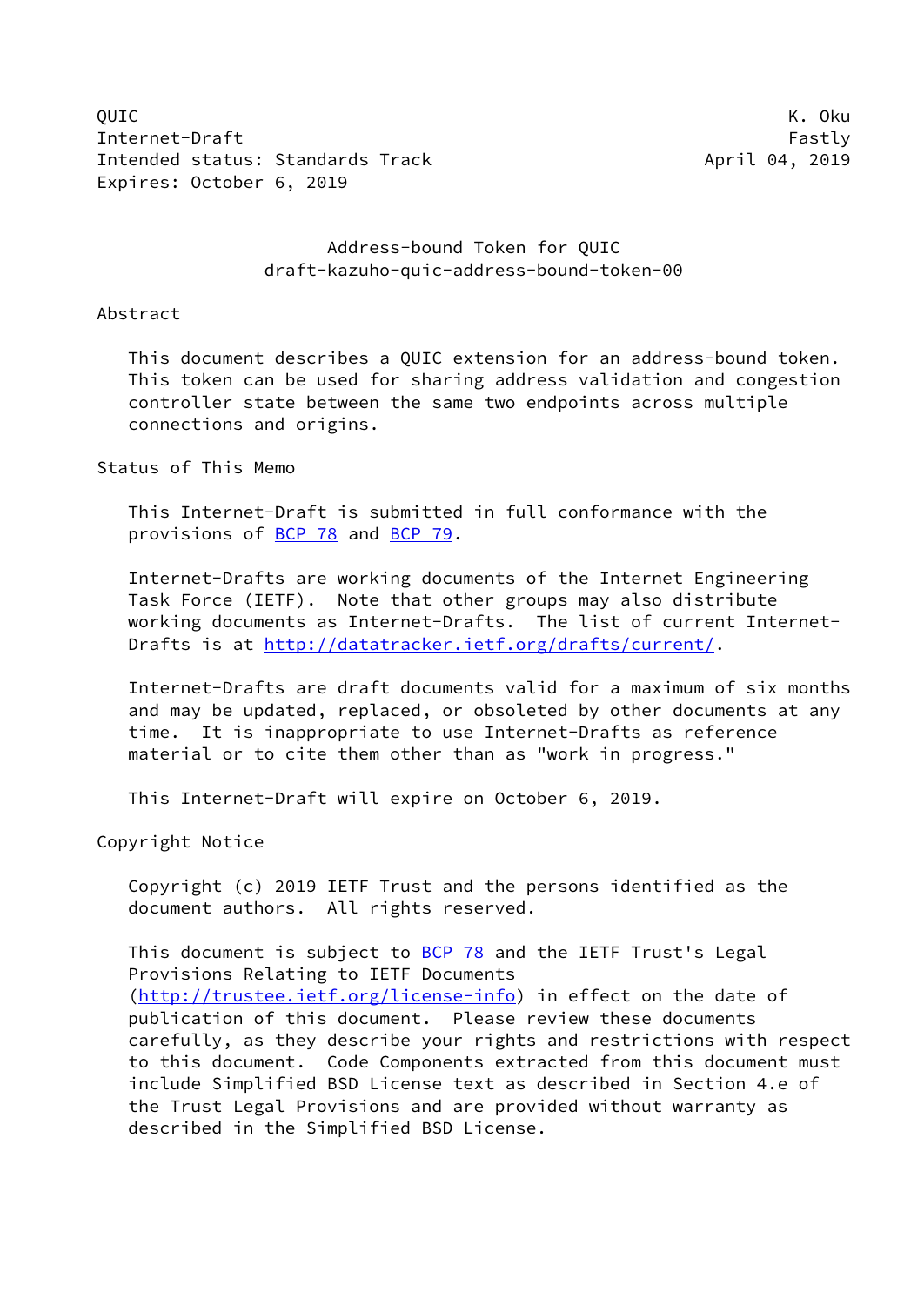QUIC K. Oku
Internet-Draft Fastly
Intended status: Standards Track April 04, 2019
Expires: October 6, 2019

# Address-bound Token for QUIC
## draft-kazuho-quic-address-bound-token-00

## Abstract

This document describes a QUIC extension for an address-bound token. This token can be used for sharing address validation and congestion controller state between the same two endpoints across multiple connections and origins.

## Status of This Memo

This Internet-Draft is submitted in full conformance with the provisions of BCP 78 and BCP 79.

Internet-Drafts are working documents of the Internet Engineering Task Force (IETF). Note that other groups may also distribute working documents as Internet-Drafts. The list of current Internet-Drafts is at http://datatracker.ietf.org/drafts/current/.

Internet-Drafts are draft documents valid for a maximum of six months and may be updated, replaced, or obsoleted by other documents at any time. It is inappropriate to use Internet-Drafts as reference material or to cite them other than as "work in progress."

This Internet-Draft will expire on October 6, 2019.

## Copyright Notice

Copyright (c) 2019 IETF Trust and the persons identified as the document authors. All rights reserved.

This document is subject to BCP 78 and the IETF Trust's Legal Provisions Relating to IETF Documents (http://trustee.ietf.org/license-info) in effect on the date of publication of this document. Please review these documents carefully, as they describe your rights and restrictions with respect to this document. Code Components extracted from this document must include Simplified BSD License text as described in Section 4.e of the Trust Legal Provisions and are provided without warranty as described in the Simplified BSD License.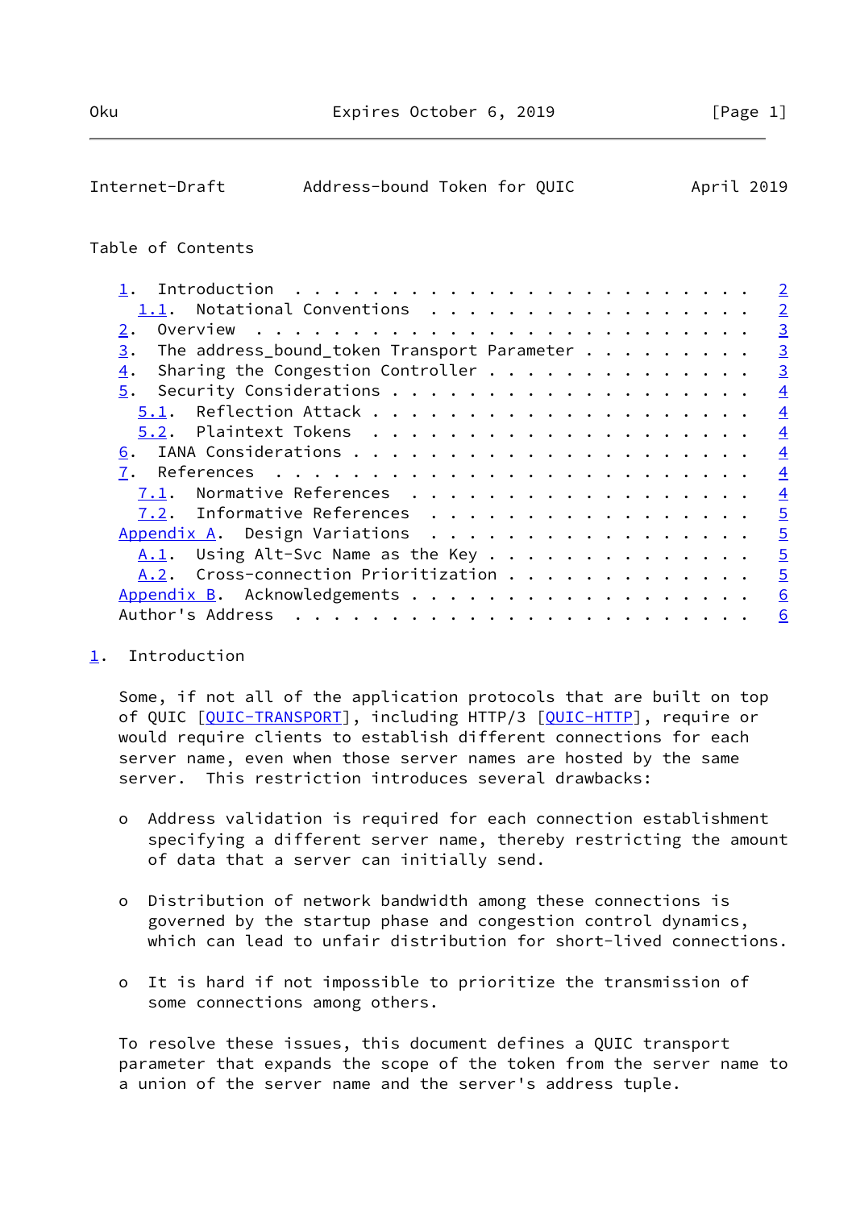Table of Contents

- 1. Introduction . . . . . . . . . . . . . . . . . . . . . . . . 2
  - 1.1. Notational Conventions . . . . . . . . . . . . . . . . . 2
- 2. Overview . . . . . . . . . . . . . . . . . . . . . . . . . . 3
- 3. The address_bound_token Transport Parameter . . . . . . . . . 3
- 4. Sharing the Congestion Controller . . . . . . . . . . . . . . 3
- 5. Security Considerations . . . . . . . . . . . . . . . . . . . 4
  - 5.1. Reflection Attack . . . . . . . . . . . . . . . . . . . . 4
  - 5.2. Plaintext Tokens . . . . . . . . . . . . . . . . . . . . 4
- 6. IANA Considerations . . . . . . . . . . . . . . . . . . . . . 4
- 7. References . . . . . . . . . . . . . . . . . . . . . . . . . 4
  - 7.1. Normative References . . . . . . . . . . . . . . . . . . 4
  - 7.2. Informative References . . . . . . . . . . . . . . . . . 5
- Appendix A. Design Variations . . . . . . . . . . . . . . . . . 5
  - A.1. Using Alt-Svc Name as the Key . . . . . . . . . . . . . . 5
  - A.2. Cross-connection Prioritization . . . . . . . . . . . . . 5
- Appendix B. Acknowledgements . . . . . . . . . . . . . . . . . . 6
- Author's Address . . . . . . . . . . . . . . . . . . . . . . . . 6

# 1. Introduction

Some, if not all of the application protocols that are built on top of QUIC [QUIC-TRANSPORT], including HTTP/3 [QUIC-HTTP], require or would require clients to establish different connections for each server name, even when those server names are hosted by the same server. This restriction introduces several drawbacks:

- Address validation is required for each connection establishment specifying a different server name, thereby restricting the amount of data that a server can initially send.

- Distribution of network bandwidth among these connections is governed by the startup phase and congestion control dynamics, which can lead to unfair distribution for short-lived connections.

- It is hard if not impossible to prioritize the transmission of some connections among others.

To resolve these issues, this document defines a QUIC transport parameter that expands the scope of the token from the server name to a union of the server name and the server's address tuple.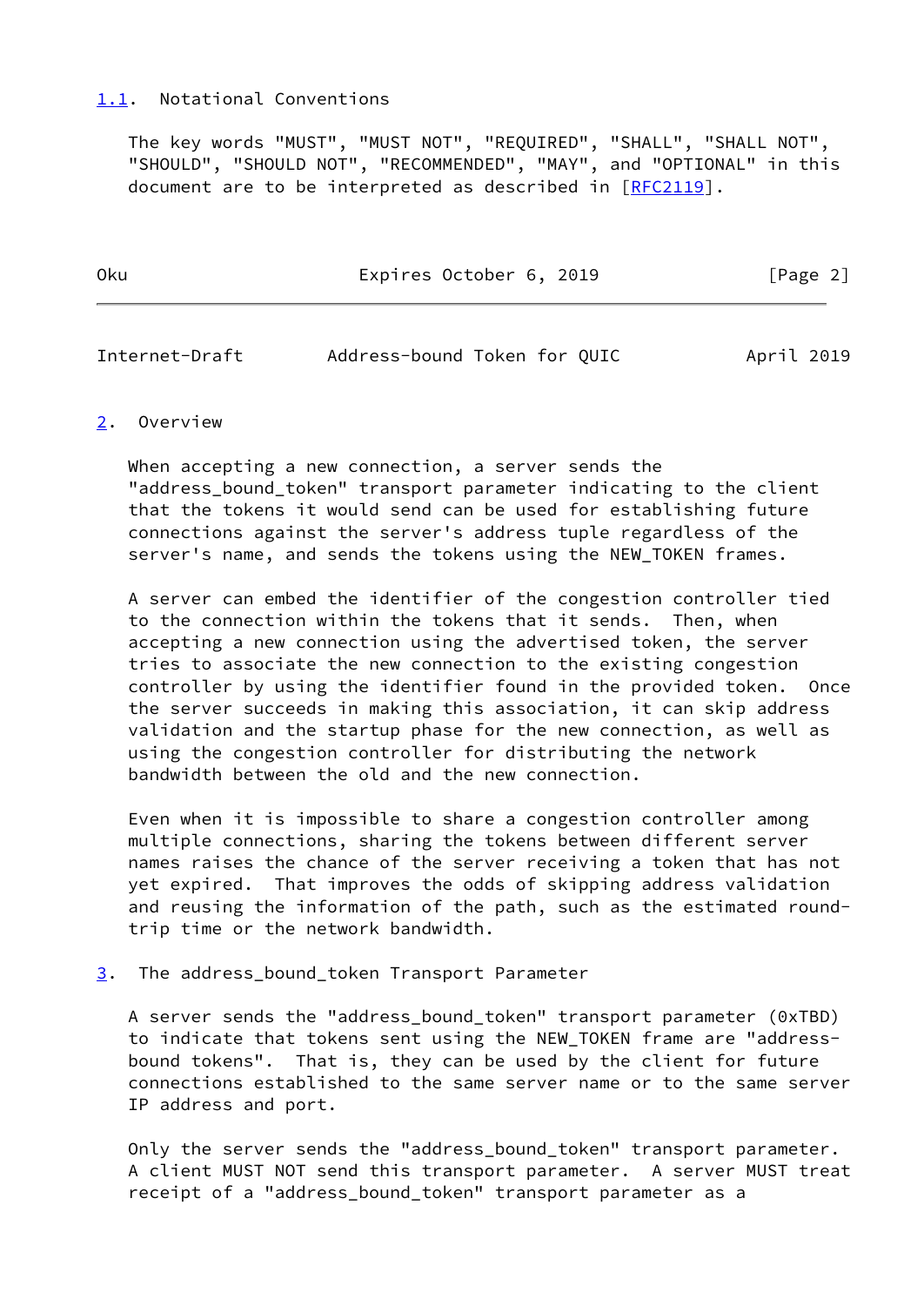### 1.1. Notational Conventions

The key words "MUST", "MUST NOT", "REQUIRED", "SHALL", "SHALL NOT", "SHOULD", "SHOULD NOT", "RECOMMENDED", "MAY", and "OPTIONAL" in this document are to be interpreted as described in [RFC2119].

## 2. Overview

When accepting a new connection, a server sends the "address_bound_token" transport parameter indicating to the client that the tokens it would send can be used for establishing future connections against the server's address tuple regardless of the server's name, and sends the tokens using the NEW_TOKEN frames.

A server can embed the identifier of the congestion controller tied to the connection within the tokens that it sends. Then, when accepting a new connection using the advertised token, the server tries to associate the new connection to the existing congestion controller by using the identifier found in the provided token. Once the server succeeds in making this association, it can skip address validation and the startup phase for the new connection, as well as using the congestion controller for distributing the network bandwidth between the old and the new connection.

Even when it is impossible to share a congestion controller among multiple connections, sharing the tokens between different server names raises the chance of the server receiving a token that has not yet expired. That improves the odds of skipping address validation and reusing the information of the path, such as the estimated round-trip time or the network bandwidth.

## 3. The address_bound_token Transport Parameter

A server sends the "address_bound_token" transport parameter (0xTBD) to indicate that tokens sent using the NEW_TOKEN frame are "address-bound tokens". That is, they can be used by the client for future connections established to the same server name or to the same server IP address and port.

Only the server sends the "address_bound_token" transport parameter. A client MUST NOT send this transport parameter. A server MUST treat receipt of a "address_bound_token" transport parameter as a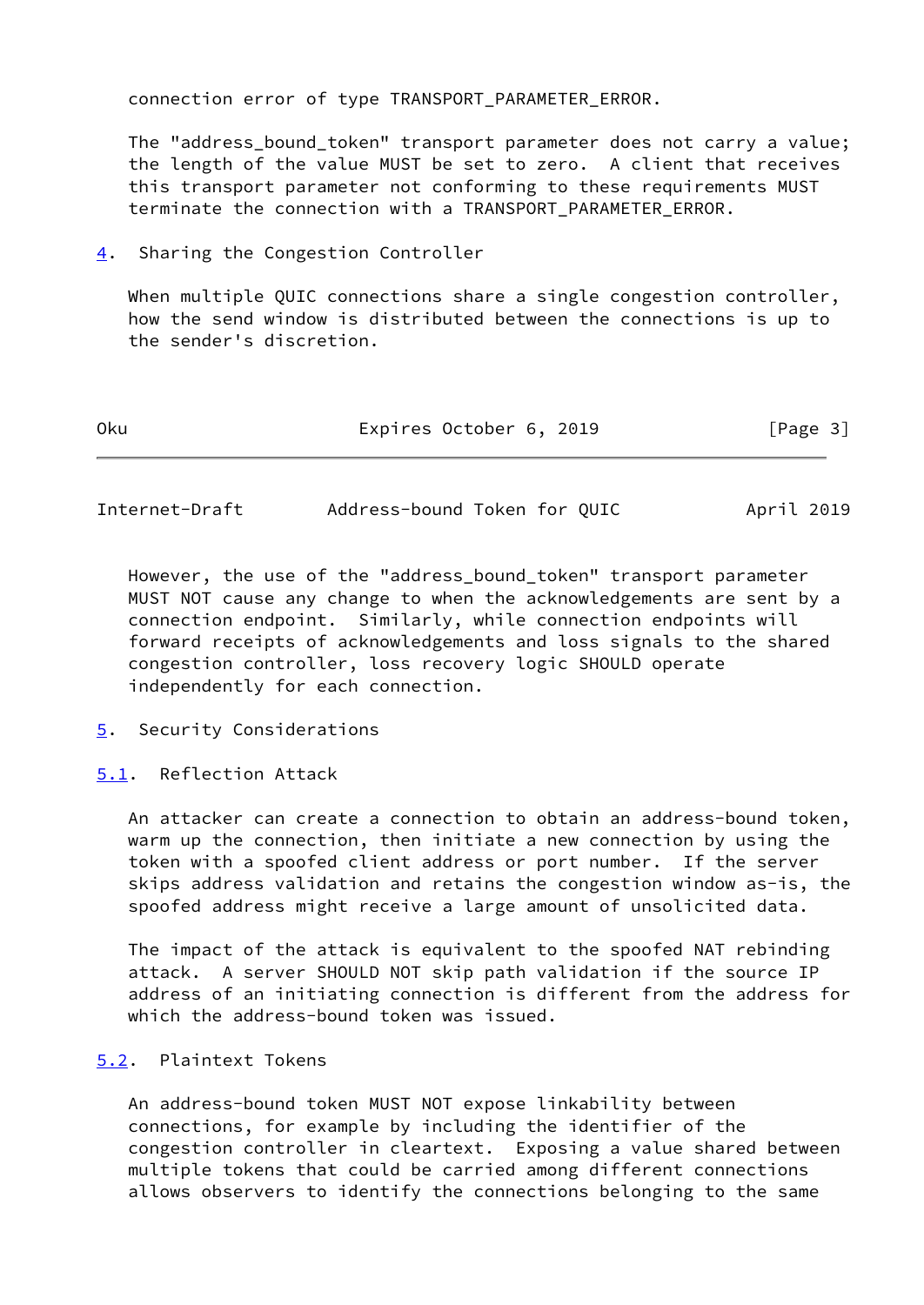connection error of type TRANSPORT_PARAMETER_ERROR.

The "address_bound_token" transport parameter does not carry a value; the length of the value MUST be set to zero. A client that receives this transport parameter not conforming to these requirements MUST terminate the connection with a TRANSPORT_PARAMETER_ERROR.

## 4. Sharing the Congestion Controller

When multiple QUIC connections share a single congestion controller, how the send window is distributed between the connections is up to the sender's discretion.

However, the use of the "address_bound_token" transport parameter MUST NOT cause any change to when the acknowledgements are sent by a connection endpoint. Similarly, while connection endpoints will forward receipts of acknowledgements and loss signals to the shared congestion controller, loss recovery logic SHOULD operate independently for each connection.

## 5. Security Considerations

### 5.1. Reflection Attack

An attacker can create a connection to obtain an address-bound token, warm up the connection, then initiate a new connection by using the token with a spoofed client address or port number. If the server skips address validation and retains the congestion window as-is, the spoofed address might receive a large amount of unsolicited data.

The impact of the attack is equivalent to the spoofed NAT rebinding attack. A server SHOULD NOT skip path validation if the source IP address of an initiating connection is different from the address for which the address-bound token was issued.

### 5.2. Plaintext Tokens

An address-bound token MUST NOT expose linkability between connections, for example by including the identifier of the congestion controller in cleartext. Exposing a value shared between multiple tokens that could be carried among different connections allows observers to identify the connections belonging to the same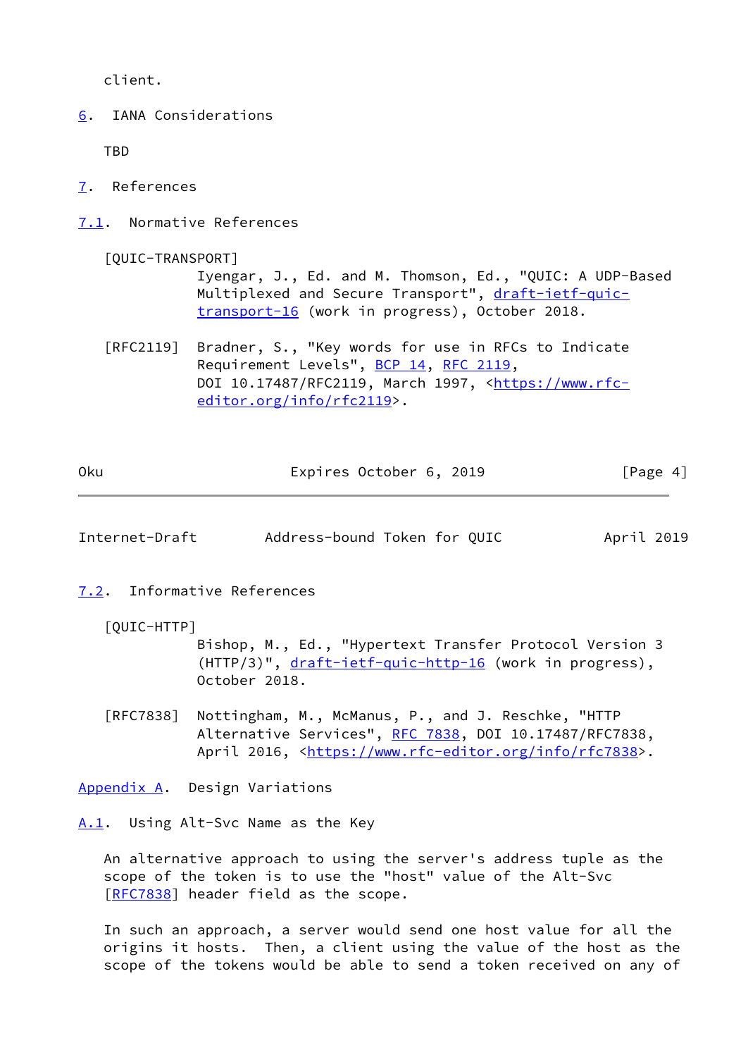client.

## 6. IANA Considerations

TBD

## 7. References

### 7.1. Normative References

[QUIC-TRANSPORT]
Iyengar, J., Ed. and M. Thomson, Ed., "QUIC: A UDP-Based Multiplexed and Secure Transport", draft-ietf-quic-transport-16 (work in progress), October 2018.

[RFC2119] Bradner, S., "Key words for use in RFCs to Indicate Requirement Levels", BCP 14, RFC 2119, DOI 10.17487/RFC2119, March 1997, <https://www.rfc-editor.org/info/rfc2119>.

### 7.2. Informative References

[QUIC-HTTP]
Bishop, M., Ed., "Hypertext Transfer Protocol Version 3 (HTTP/3)", draft-ietf-quic-http-16 (work in progress), October 2018.

[RFC7838] Nottingham, M., McManus, P., and J. Reschke, "HTTP Alternative Services", RFC 7838, DOI 10.17487/RFC7838, April 2016, <https://www.rfc-editor.org/info/rfc7838>.

## Appendix A. Design Variations

### A.1. Using Alt-Svc Name as the Key

An alternative approach to using the server's address tuple as the scope of the token is to use the "host" value of the Alt-Svc [RFC7838] header field as the scope.

In such an approach, a server would send one host value for all the origins it hosts. Then, a client using the value of the host as the scope of the tokens would be able to send a token received on any of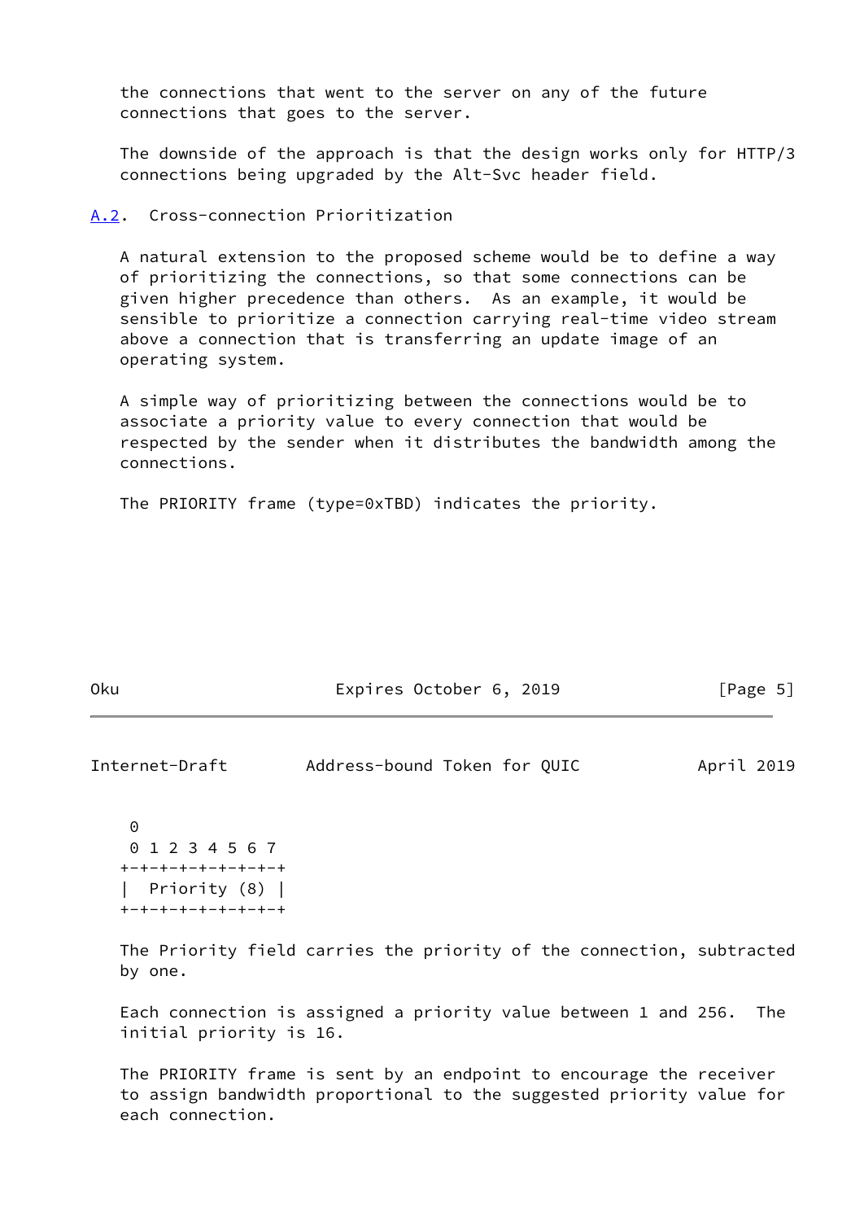the connections that went to the server on any of the future connections that goes to the server.

The downside of the approach is that the design works only for HTTP/3 connections being upgraded by the Alt-Svc header field.

### A.2. Cross-connection Prioritization

A natural extension to the proposed scheme would be to define a way of prioritizing the connections, so that some connections can be given higher precedence than others. As an example, it would be sensible to prioritize a connection carrying real-time video stream above a connection that is transferring an update image of an operating system.

A simple way of prioritizing between the connections would be to associate a priority value to every connection that would be respected by the sender when it distributes the bandwidth among the connections.

The PRIORITY frame (type=0xTBD) indicates the priority.

```
 0
 0 1 2 3 4 5 6 7
+-+-+-+-+-+-+-+-+
|  Priority (8) |
+-+-+-+-+-+-+-+-+
```

The Priority field carries the priority of the connection, subtracted by one.

Each connection is assigned a priority value between 1 and 256. The initial priority is 16.

The PRIORITY frame is sent by an endpoint to encourage the receiver to assign bandwidth proportional to the suggested priority value for each connection.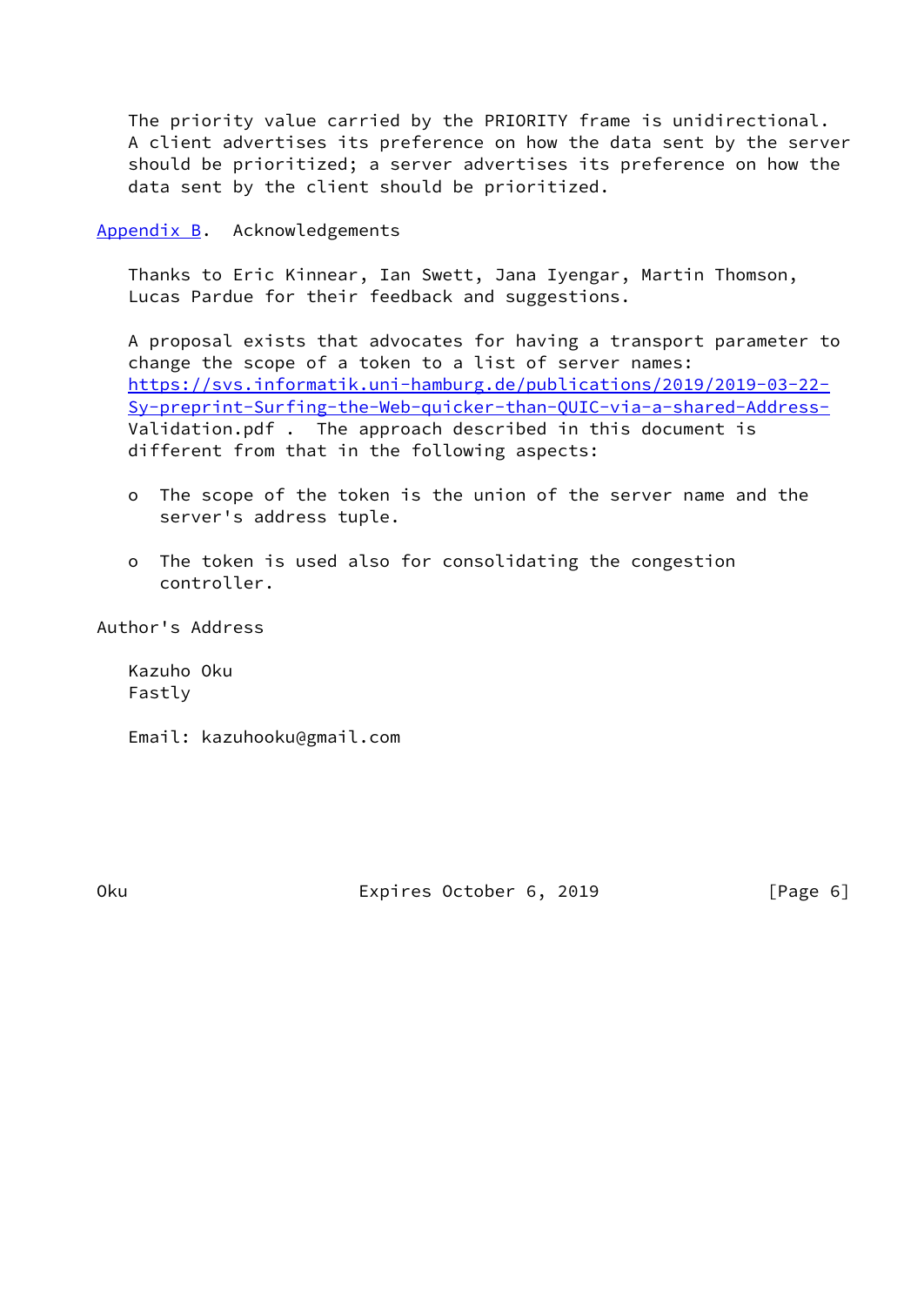The priority value carried by the PRIORITY frame is unidirectional. A client advertises its preference on how the data sent by the server should be prioritized; a server advertises its preference on how the data sent by the client should be prioritized.

## Appendix B. Acknowledgements

Thanks to Eric Kinnear, Ian Swett, Jana Iyengar, Martin Thomson, Lucas Pardue for their feedback and suggestions.

A proposal exists that advocates for having a transport parameter to change the scope of a token to a list of server names: https://svs.informatik.uni-hamburg.de/publications/2019/2019-03-22-Sy-preprint-Surfing-the-Web-quicker-than-QUIC-via-a-shared-Address-Validation.pdf . The approach described in this document is different from that in the following aspects:

- The scope of the token is the union of the server name and the server's address tuple.

- The token is used also for consolidating the congestion controller.

## Author's Address

Kazuho Oku
Fastly

Email: kazuhooku@gmail.com